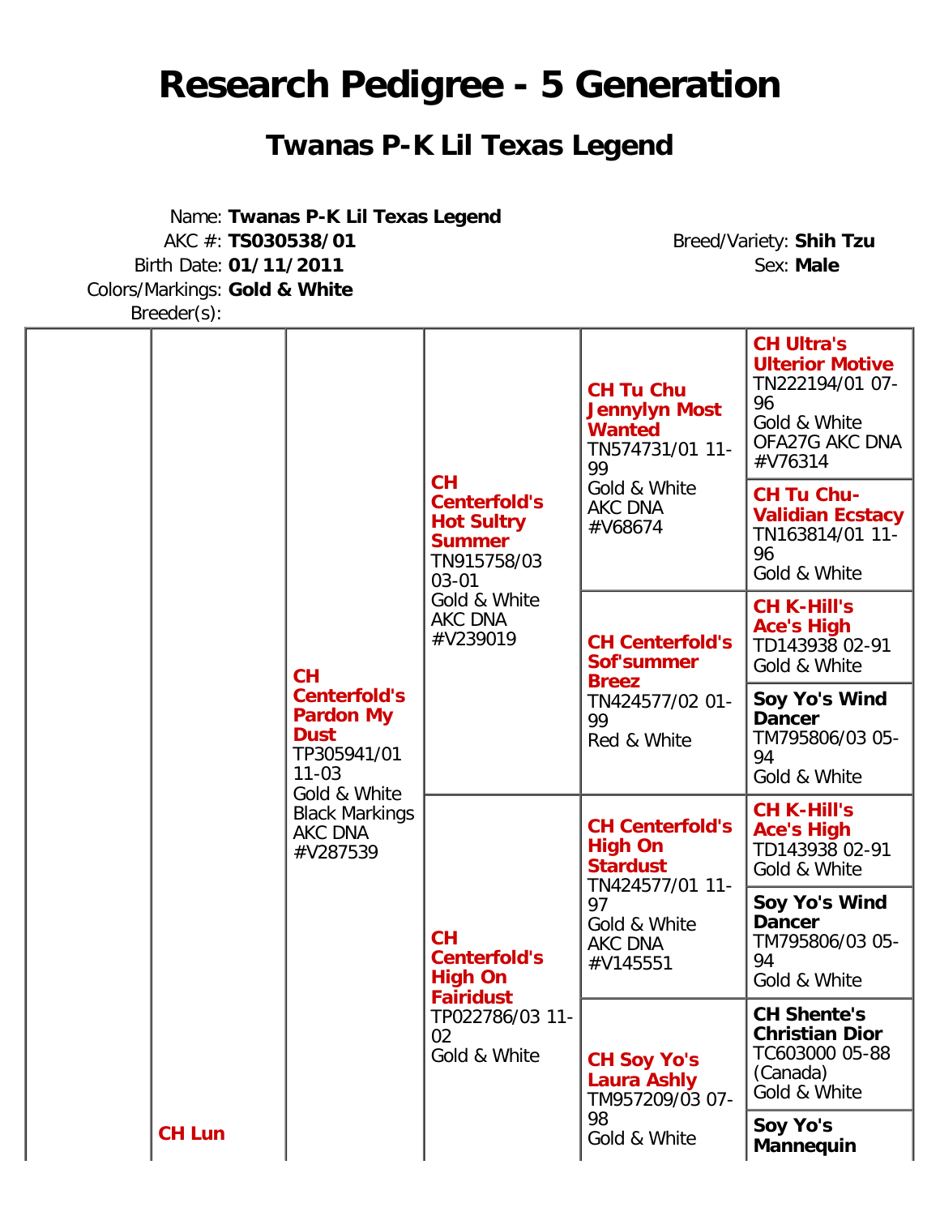# Research Pedigree - 5 Generation

## Twanas P-K Lil Texas Legend

Name: **Twanas P-K Lil Texas Legend**
AKC #: **TS030538/01**
Birth Date: **01/11/2011**
Colors/Markings: **Gold & White**
Breeder(s):

Breed/Variety: **Shih Tzu**
Sex: **Male**

| | | | | | |
|---|---|---|---|---|---|
| | CH Lun | CH Centerfold's Pardon My Dust TP305941/01 11-03 Gold & White Black Markings AKC DNA #V287539 | CH Centerfold's Hot Sultry Summer TN915758/03 03-01 Gold & White AKC DNA #V239019 | CH Tu Chu Jennylyn Most Wanted TN574731/01 11-99 Gold & White AKC DNA #V68674 | CH Ultra's Ulterior Motive TN222194/01 07-96 Gold & White OFA27G AKC DNA #V76314 |
| | | | | | CH Tu Chu-Validian Ecstacy TN163814/01 11-96 Gold & White |
| | | | | CH Centerfold's Sof'summer Breez TN424577/02 01-99 Red & White | CH K-Hill's Ace's High TD143938 02-91 Gold & White |
| | | | | | Soy Yo's Wind Dancer TM795806/03 05-94 Gold & White |
| | | | CH Centerfold's High On Fairidust TP022786/03 11-02 Gold & White | CH Centerfold's High On Stardust TN424577/01 11-97 Gold & White AKC DNA #V145551 | CH K-Hill's Ace's High TD143938 02-91 Gold & White |
| | | | | | Soy Yo's Wind Dancer TM795806/03 05-94 Gold & White |
| | | | | CH Soy Yo's Laura Ashly TM957209/03 07-98 Gold & White | CH Shente's Christian Dior TC603000 05-88 (Canada) Gold & White |
| | | | | | Soy Yo's Mannequin |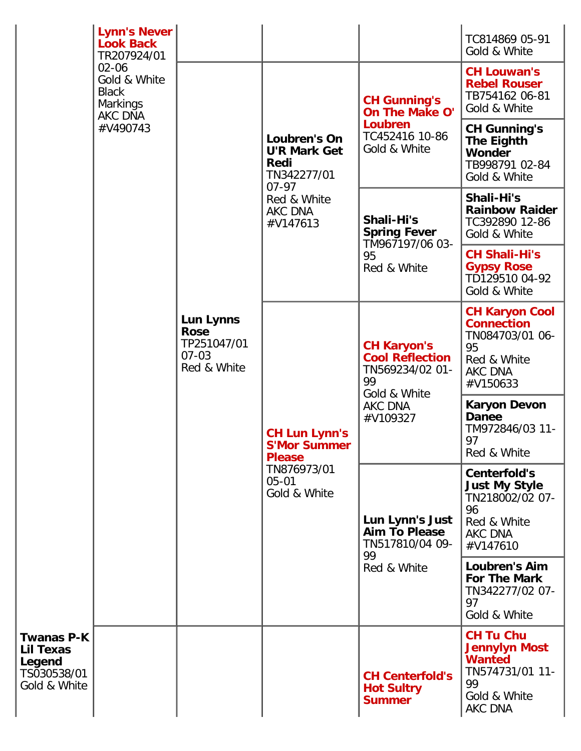| | | | | | |
|---|---|---|---|---|---|
| | **Lynn's Never Look Back** TR207924/01 02-06 Gold & White Black Markings AKC DNA #V490743 | | | | TC814869 05-91 Gold & White |
| | | **Lun Lynns Rose** TP251047/01 07-03 Red & White | **Loubren's On U'R Mark Get Redi** TN342277/01 07-97 Red & White AKC DNA #V147613 | **CH Gunning's On The Make O' Loubren** TC452416 10-86 Gold & White | **CH Louwan's Rebel Rouser** TB754162 06-81 Gold & White |
| | | | | | **CH Gunning's The Eighth Wonder** TB998791 02-84 Gold & White |
| | | | | **Shali-Hi's Spring Fever** TM967197/06 03-95 Red & White | **Shali-Hi's Rainbow Raider** TC392890 12-86 Gold & White |
| | | | | | **CH Shali-Hi's Gypsy Rose** TD129510 04-92 Gold & White |
| | | | **CH Lun Lynn's S'Mor Summer Please** TN876973/01 05-01 Gold & White | **CH Karyon's Cool Reflection** TN569234/02 01-99 Gold & White AKC DNA #V109327 | **CH Karyon Cool Connection** TN084703/01 06-95 Red & White AKC DNA #V150633 |
| | | | | | **Karyon Devon Danee** TM972846/03 11-97 Red & White |
| | | | | **Lun Lynn's Just Aim To Please** TN517810/04 09-99 Red & White | **Centerfold's Just My Style** TN218002/02 07-96 Red & White AKC DNA #V147610 |
| | | | | | **Loubren's Aim For The Mark** TN342277/02 07-97 Gold & White |
| **Twanas P-K Lil Texas Legend** TS030538/01 Gold & White | | | | **CH Centerfold's Hot Sultry Summer** | **CH Tu Chu Jennylyn Most Wanted** TN574731/01 11-99 Gold & White AKC DNA |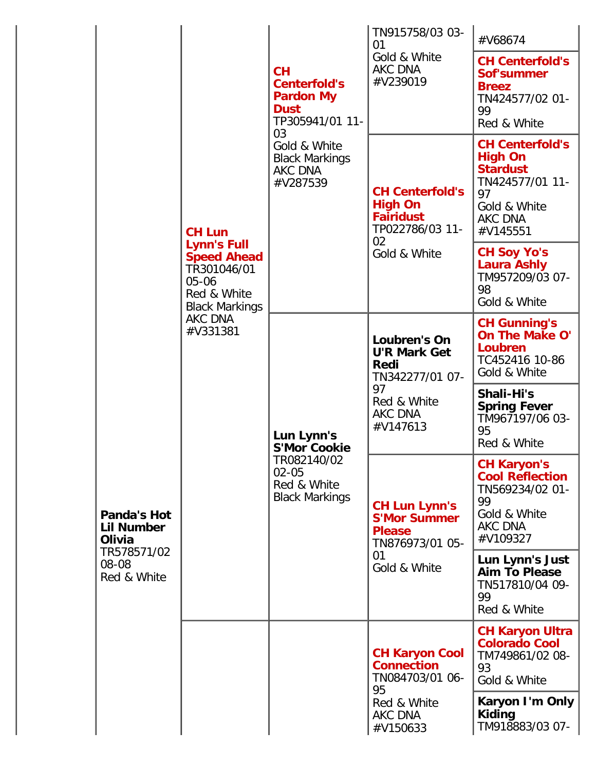| | | | | | |
|---|---|---|---|---|---|
| | Panda's Hot Lil Number Olivia TR578571/02 08-08 Red & White | CH Lun Lynn's Full Speed Ahead TR301046/01 05-06 Red & White Black Markings AKC DNA #V331381 | CH Centerfold's Pardon My Dust TP305941/01 11-03 Gold & White Black Markings AKC DNA #V287539 | TN915758/03 03-01 Gold & White AKC DNA #V239019 | #V68674 |
| | | | | | CH Centerfold's Sof'summer Breez TN424577/02 01-99 Red & White |
| | | | | CH Centerfold's High On Fairidust TP022786/03 11-02 Gold & White | CH Centerfold's High On Stardust TN424577/01 11-97 Gold & White AKC DNA #V145551 |
| | | | | | CH Soy Yo's Laura Ashly TM957209/03 07-98 Gold & White |
| | | | Lun Lynn's S'Mor Cookie TR082140/02 02-05 Red & White Black Markings | Loubren's On U'R Mark Get Redi TN342277/01 07-97 Red & White AKC DNA #V147613 | CH Gunning's On The Make O' Loubren TC452416 10-86 Gold & White |
| | | | | | Shali-Hi's Spring Fever TM967197/06 03-95 Red & White |
| | | | | CH Lun Lynn's S'Mor Summer Please TN876973/01 05-01 Gold & White | CH Karyon's Cool Reflection TN569234/02 01-99 Gold & White AKC DNA #V109327 |
| | | | | | Lun Lynn's Just Aim To Please TN517810/04 09-99 Red & White |
| | | | | CH Karyon Cool Connection TN084703/01 06-95 Red & White AKC DNA #V150633 | CH Karyon Ultra Colorado Cool TM749861/02 08-93 Gold & White |
| | | | | | Karyon I'm Only Kiding TM918883/03 07- |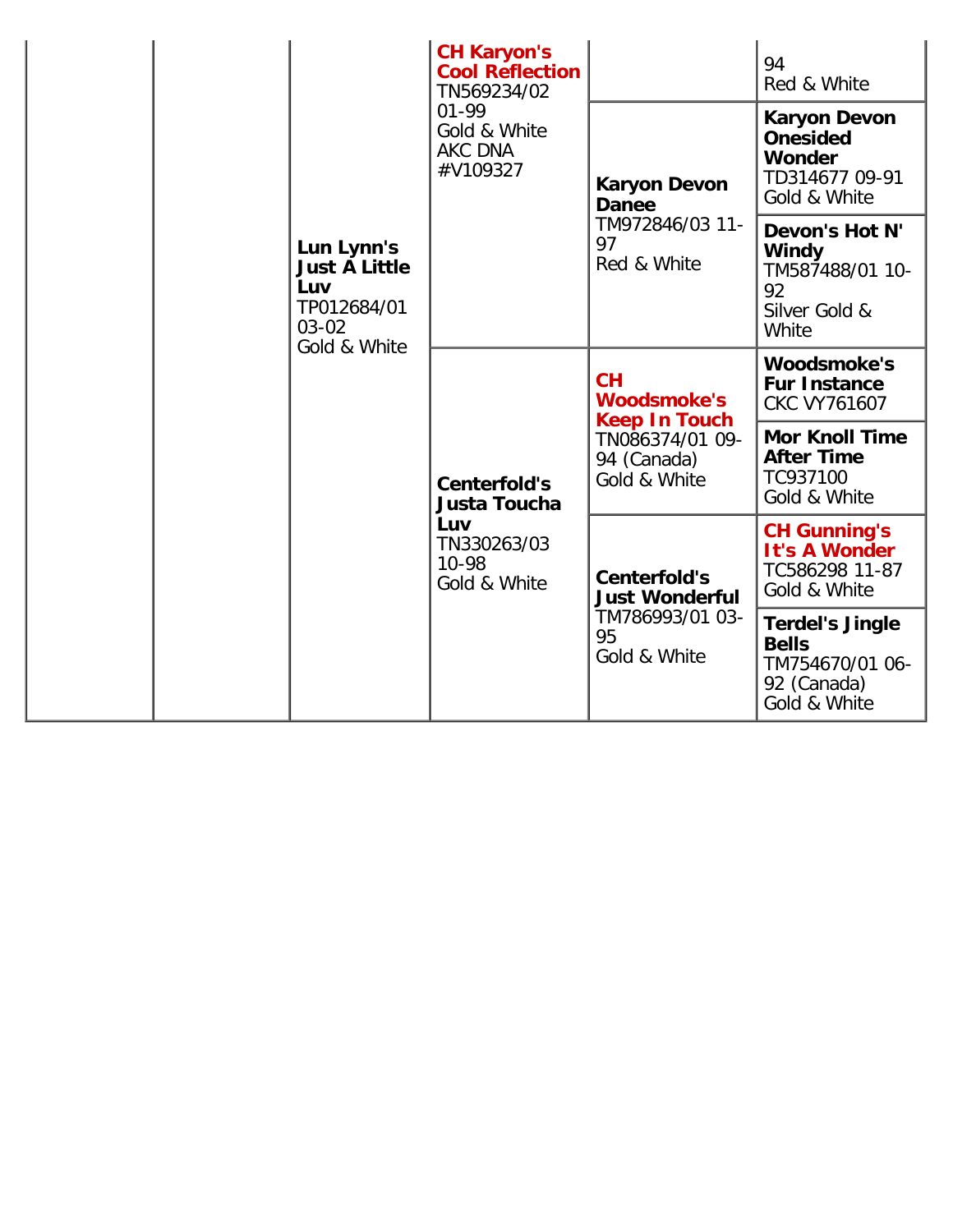| | | | | | |
|---|---|---|---|---|---|
| | | Lun Lynn's Just A Little Luv TP012684/01 03-02 Gold & White | CH Karyon's Cool Reflection TN569234/02 01-99 Gold & White AKC DNA #V109327 | | 94 Red & White |
| | | | | Karyon Devon Danee TM972846/03 11-97 Red & White | Karyon Devon Onesided Wonder TD314677 09-91 Gold & White |
| | | | | | Devon's Hot N' Windy TM587488/01 10-92 Silver Gold & White |
| | | | Centerfold's Justa Toucha Luv TN330263/03 10-98 Gold & White | CH Woodsmoke's Keep In Touch TN086374/01 09-94 (Canada) Gold & White | Woodsmoke's Fur Instance CKC VY761607 |
| | | | | | Mor Knoll Time After Time TC937100 Gold & White |
| | | | | Centerfold's Just Wonderful TM786993/01 03-95 Gold & White | CH Gunning's It's A Wonder TC586298 11-87 Gold & White |
| | | | | | Terdel's Jingle Bells TM754670/01 06-92 (Canada) Gold & White |